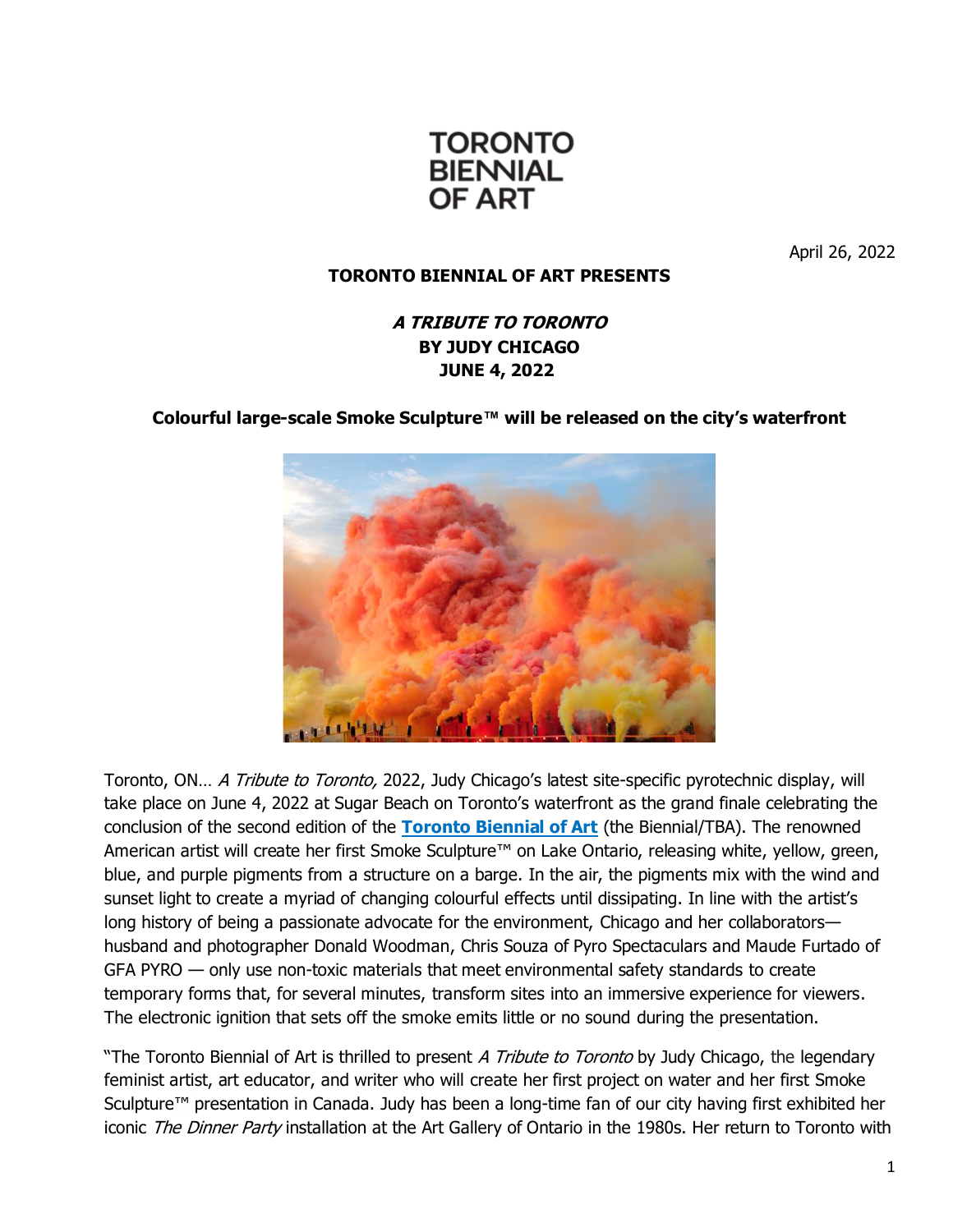TORONTO BIENNIAL OF ART

April 26, 2022

**TORONTO BIENNIAL OF ART PRESENTS**

***A TRIBUTE TO TORONTO***
**BY JUDY CHICAGO**
**JUNE 4, 2022**

**Colourful large-scale Smoke Sculpture™ will be released on the city's waterfront**

Toronto, ON… *A Tribute to Toronto,* 2022, Judy Chicago's latest site-specific pyrotechnic display, will take place on June 4, 2022 at Sugar Beach on Toronto's waterfront as the grand finale celebrating the conclusion of the second edition of the **Toronto Biennial of Art** (the Biennial/TBA). The renowned American artist will create her first Smoke Sculpture™ on Lake Ontario, releasing white, yellow, green, blue, and purple pigments from a structure on a barge. In the air, the pigments mix with the wind and sunset light to create a myriad of changing colourful effects until dissipating. In line with the artist's long history of being a passionate advocate for the environment, Chicago and her collaborators—husband and photographer Donald Woodman, Chris Souza of Pyro Spectaculars and Maude Furtado of GFA PYRO — only use non-toxic materials that meet environmental safety standards to create temporary forms that, for several minutes, transform sites into an immersive experience for viewers. The electronic ignition that sets off the smoke emits little or no sound during the presentation.

"The Toronto Biennial of Art is thrilled to present *A Tribute to Toronto* by Judy Chicago, the legendary feminist artist, art educator, and writer who will create her first project on water and her first Smoke Sculpture™ presentation in Canada. Judy has been a long-time fan of our city having first exhibited her iconic *The Dinner Party* installation at the Art Gallery of Ontario in the 1980s. Her return to Toronto with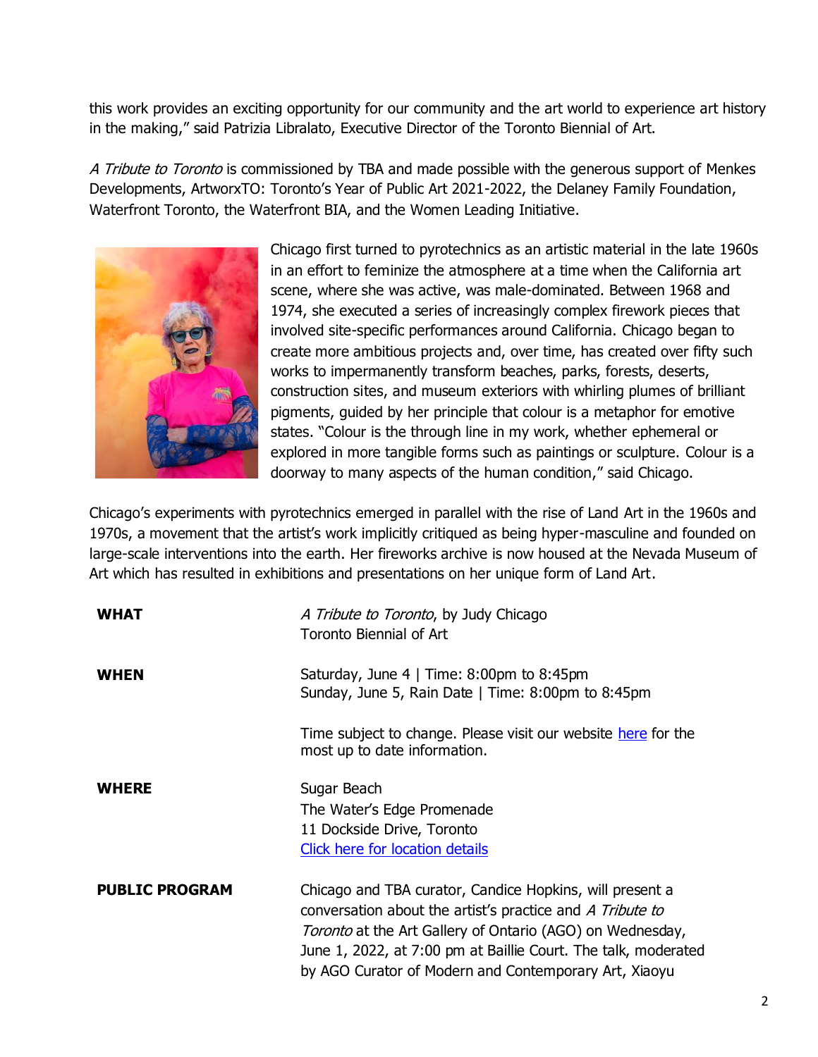this work provides an exciting opportunity for our community and the art world to experience art history in the making," said Patrizia Libralato, Executive Director of the Toronto Biennial of Art.

*A Tribute to Toronto* is commissioned by TBA and made possible with the generous support of Menkes Developments, ArtworxTO: Toronto's Year of Public Art 2021-2022, the Delaney Family Foundation, Waterfront Toronto, the Waterfront BIA, and the Women Leading Initiative.

Chicago first turned to pyrotechnics as an artistic material in the late 1960s in an effort to feminize the atmosphere at a time when the California art scene, where she was active, was male-dominated. Between 1968 and 1974, she executed a series of increasingly complex firework pieces that involved site-specific performances around California. Chicago began to create more ambitious projects and, over time, has created over fifty such works to impermanently transform beaches, parks, forests, deserts, construction sites, and museum exteriors with whirling plumes of brilliant pigments, guided by her principle that colour is a metaphor for emotive states. "Colour is the through line in my work, whether ephemeral or explored in more tangible forms such as paintings or sculpture. Colour is a doorway to many aspects of the human condition," said Chicago.

Chicago's experiments with pyrotechnics emerged in parallel with the rise of Land Art in the 1960s and 1970s, a movement that the artist's work implicitly critiqued as being hyper-masculine and founded on large-scale interventions into the earth. Her fireworks archive is now housed at the Nevada Museum of Art which has resulted in exhibitions and presentations on her unique form of Land Art.

| | |
|---|---|
| **WHAT** | *A Tribute to Toronto*, by Judy Chicago<br>Toronto Biennial of Art |
| **WHEN** | Saturday, June 4 \| Time: 8:00pm to 8:45pm<br>Sunday, June 5, Rain Date \| Time: 8:00pm to 8:45pm<br><br>Time subject to change. Please visit our website [here]() for the most up to date information. |
| **WHERE** | Sugar Beach<br>The Water's Edge Promenade<br>11 Dockside Drive, Toronto<br>[Click here for location details]() |
| **PUBLIC PROGRAM** | Chicago and TBA curator, Candice Hopkins, will present a conversation about the artist's practice and *A Tribute to Toronto* at the Art Gallery of Ontario (AGO) on Wednesday, June 1, 2022, at 7:00 pm at Baillie Court. The talk, moderated by AGO Curator of Modern and Contemporary Art, Xiaoyu |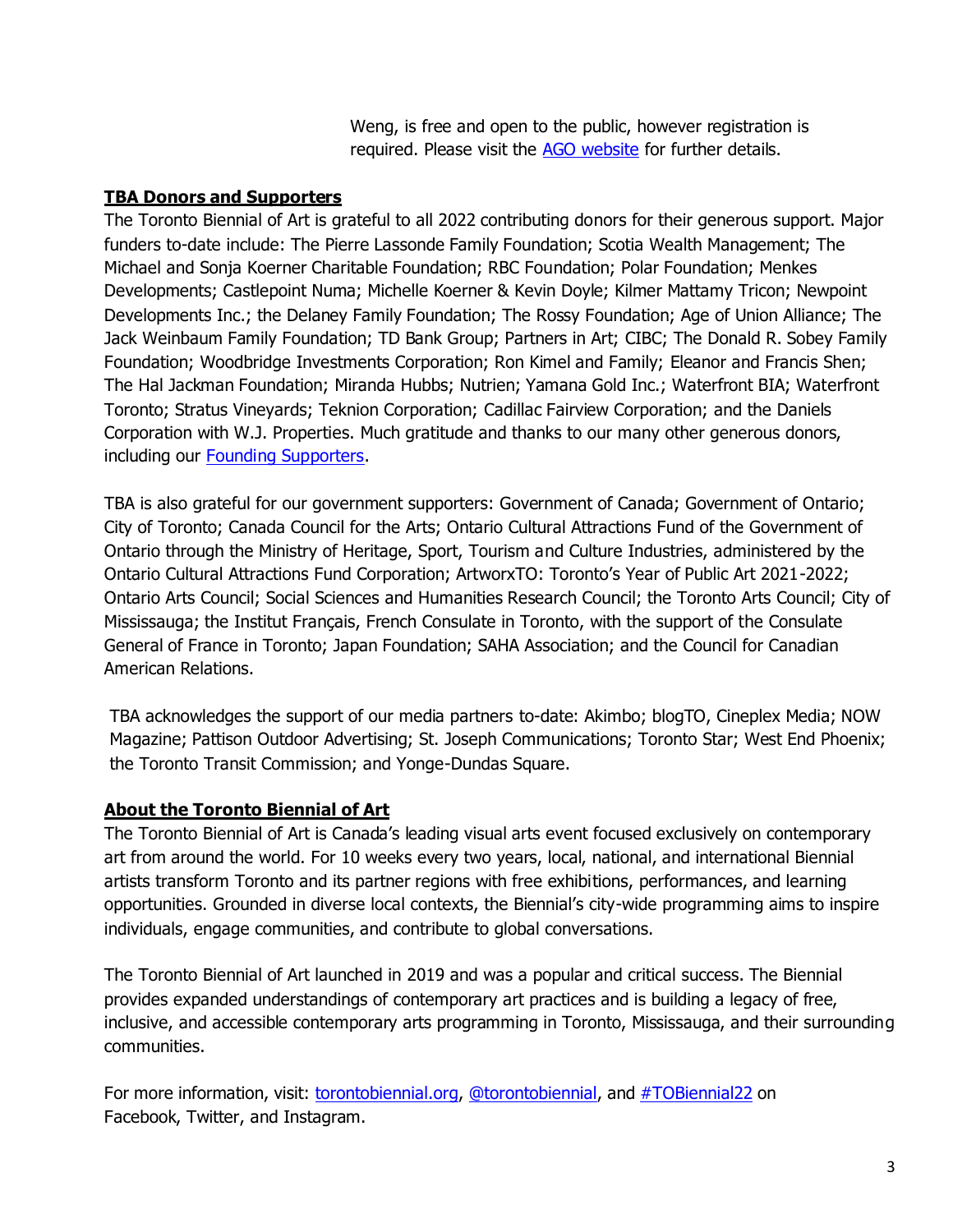Weng, is free and open to the public, however registration is required. Please visit the [AGO website](#) for further details.

## TBA Donors and Supporters

The Toronto Biennial of Art is grateful to all 2022 contributing donors for their generous support. Major funders to-date include: The Pierre Lassonde Family Foundation; Scotia Wealth Management; The Michael and Sonja Koerner Charitable Foundation; RBC Foundation; Polar Foundation; Menkes Developments; Castlepoint Numa; Michelle Koerner & Kevin Doyle; Kilmer Mattamy Tricon; Newpoint Developments Inc.; the Delaney Family Foundation; The Rossy Foundation; Age of Union Alliance; The Jack Weinbaum Family Foundation; TD Bank Group; Partners in Art; CIBC; The Donald R. Sobey Family Foundation; Woodbridge Investments Corporation; Ron Kimel and Family; Eleanor and Francis Shen; The Hal Jackman Foundation; Miranda Hubbs; Nutrien; Yamana Gold Inc.; Waterfront BIA; Waterfront Toronto; Stratus Vineyards; Teknion Corporation; Cadillac Fairview Corporation; and the Daniels Corporation with W.J. Properties. Much gratitude and thanks to our many other generous donors, including our [Founding Supporters](#).

TBA is also grateful for our government supporters: Government of Canada; Government of Ontario; City of Toronto; Canada Council for the Arts; Ontario Cultural Attractions Fund of the Government of Ontario through the Ministry of Heritage, Sport, Tourism and Culture Industries, administered by the Ontario Cultural Attractions Fund Corporation; ArtworxTO: Toronto's Year of Public Art 2021-2022; Ontario Arts Council; Social Sciences and Humanities Research Council; the Toronto Arts Council; City of Mississauga; the Institut Français, French Consulate in Toronto, with the support of the Consulate General of France in Toronto; Japan Foundation; SAHA Association; and the Council for Canadian American Relations.

TBA acknowledges the support of our media partners to-date: Akimbo; blogTO, Cineplex Media; NOW Magazine; Pattison Outdoor Advertising; St. Joseph Communications; Toronto Star; West End Phoenix; the Toronto Transit Commission; and Yonge-Dundas Square.

## About the Toronto Biennial of Art

The Toronto Biennial of Art is Canada's leading visual arts event focused exclusively on contemporary art from around the world. For 10 weeks every two years, local, national, and international Biennial artists transform Toronto and its partner regions with free exhibitions, performances, and learning opportunities. Grounded in diverse local contexts, the Biennial's city-wide programming aims to inspire individuals, engage communities, and contribute to global conversations.

The Toronto Biennial of Art launched in 2019 and was a popular and critical success. The Biennial provides expanded understandings of contemporary art practices and is building a legacy of free, inclusive, and accessible contemporary arts programming in Toronto, Mississauga, and their surrounding communities.

For more information, visit: [torontobiennial.org](#), [@torontobiennial](#), and [#TOBiennial22](#) on Facebook, Twitter, and Instagram.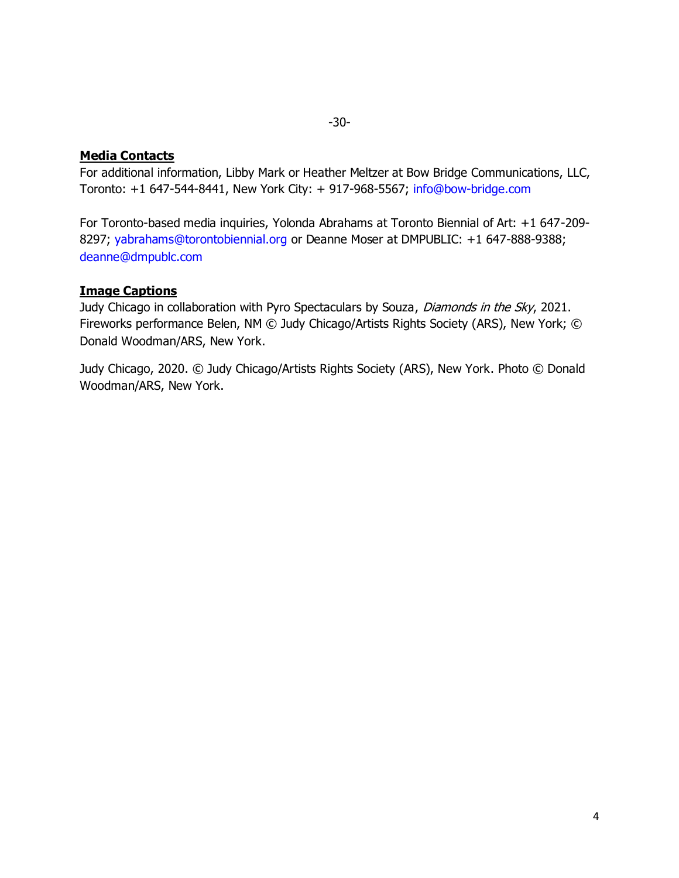-30-

**Media Contacts**

For additional information, Libby Mark or Heather Meltzer at Bow Bridge Communications, LLC, Toronto: +1 647-544-8441, New York City: + 917-968-5567; info@bow-bridge.com

For Toronto-based media inquiries, Yolonda Abrahams at Toronto Biennial of Art: +1 647-209-8297; yabrahams@torontobiennial.org or Deanne Moser at DMPUBLIC: +1 647-888-9388; deanne@dmpublc.com

**Image Captions**

Judy Chicago in collaboration with Pyro Spectaculars by Souza, *Diamonds in the Sky*, 2021. Fireworks performance Belen, NM © Judy Chicago/Artists Rights Society (ARS), New York; © Donald Woodman/ARS, New York.

Judy Chicago, 2020. © Judy Chicago/Artists Rights Society (ARS), New York. Photo © Donald Woodman/ARS, New York.